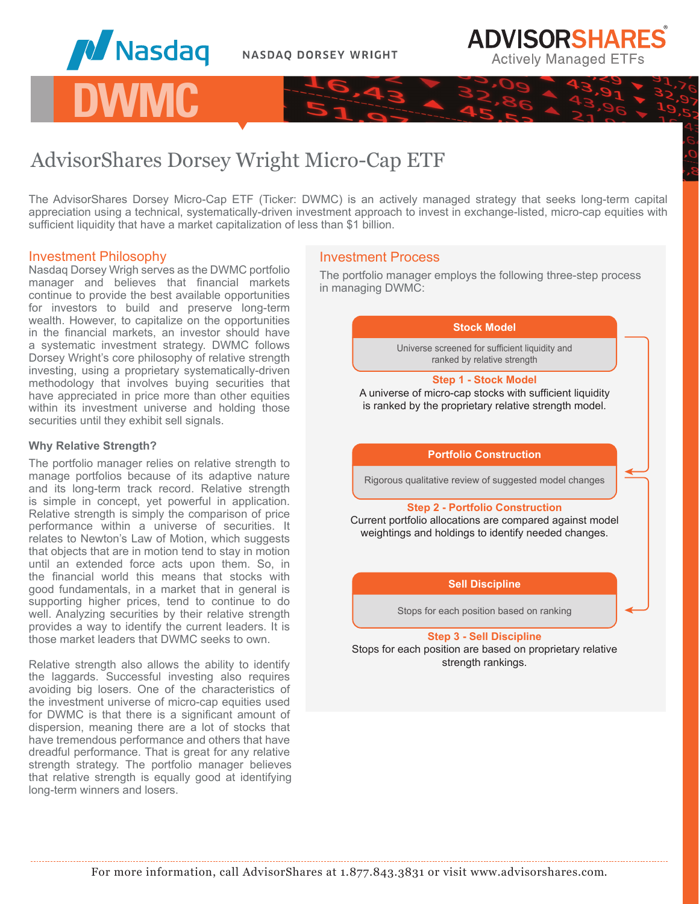Nasdaq NASDAQ DORSEY WRIGHT

ADVISORSHARES Actively Managed ETFs

# DWMC

## AdvisorShares Dorsey Wright Micro-Cap ETF

The AdvisorShares Dorsey Micro-Cap ETF (Ticker: DWMC) is an actively managed strategy that seeks long-term capital appreciation using a technical, systematically-driven investment approach to invest in exchange-listed, micro-cap equities with sufficient liquidity that have a market capitalization of less than $1 billion.

### Investment Philosophy

Nasdaq Dorsey Wrigh serves as the DWMC portfolio manager and believes that financial markets continue to provide the best available opportunities for investors to build and preserve long-term wealth. However, to capitalize on the opportunities in the financial markets, an investor should have a systematic investment strategy. DWMC follows Dorsey Wright's core philosophy of relative strength investing, using a proprietary systematically-driven methodology that involves buying securities that have appreciated in price more than other equities within its investment universe and holding those securities until they exhibit sell signals.

**Why Relative Strength?**

The portfolio manager relies on relative strength to manage portfolios because of its adaptive nature and its long-term track record. Relative strength is simple in concept, yet powerful in application. Relative strength is simply the comparison of price performance within a universe of securities. It relates to Newton's Law of Motion, which suggests that objects that are in motion tend to stay in motion until an extended force acts upon them. So, in the financial world this means that stocks with good fundamentals, in a market that in general is supporting higher prices, tend to continue to do well. Analyzing securities by their relative strength provides a way to identify the current leaders. It is those market leaders that DWMC seeks to own.

Relative strength also allows the ability to identify the laggards. Successful investing also requires avoiding big losers. One of the characteristics of the investment universe of micro-cap equities used for DWMC is that there is a significant amount of dispersion, meaning there are a lot of stocks that have tremendous performance and others that have dreadful performance. That is great for any relative strength strategy. The portfolio manager believes that relative strength is equally good at identifying long-term winners and losers.

### Investment Process

The portfolio manager employs the following three-step process in managing DWMC:

**Stock Model**

Universe screened for sufficient liquidity and ranked by relative strength

**Step 1 - Stock Model**

A universe of micro-cap stocks with sufficient liquidity is ranked by the proprietary relative strength model.

**Portfolio Construction**

Rigorous qualitative review of suggested model changes

**Step 2 - Portfolio Construction**

Current portfolio allocations are compared against model weightings and holdings to identify needed changes.

**Sell Discipline**

Stops for each position based on ranking

**Step 3 - Sell Discipline**

Stops for each position are based on proprietary relative strength rankings.

For more information, call AdvisorShares at 1.877.843.3831 or visit www.advisorshares.com.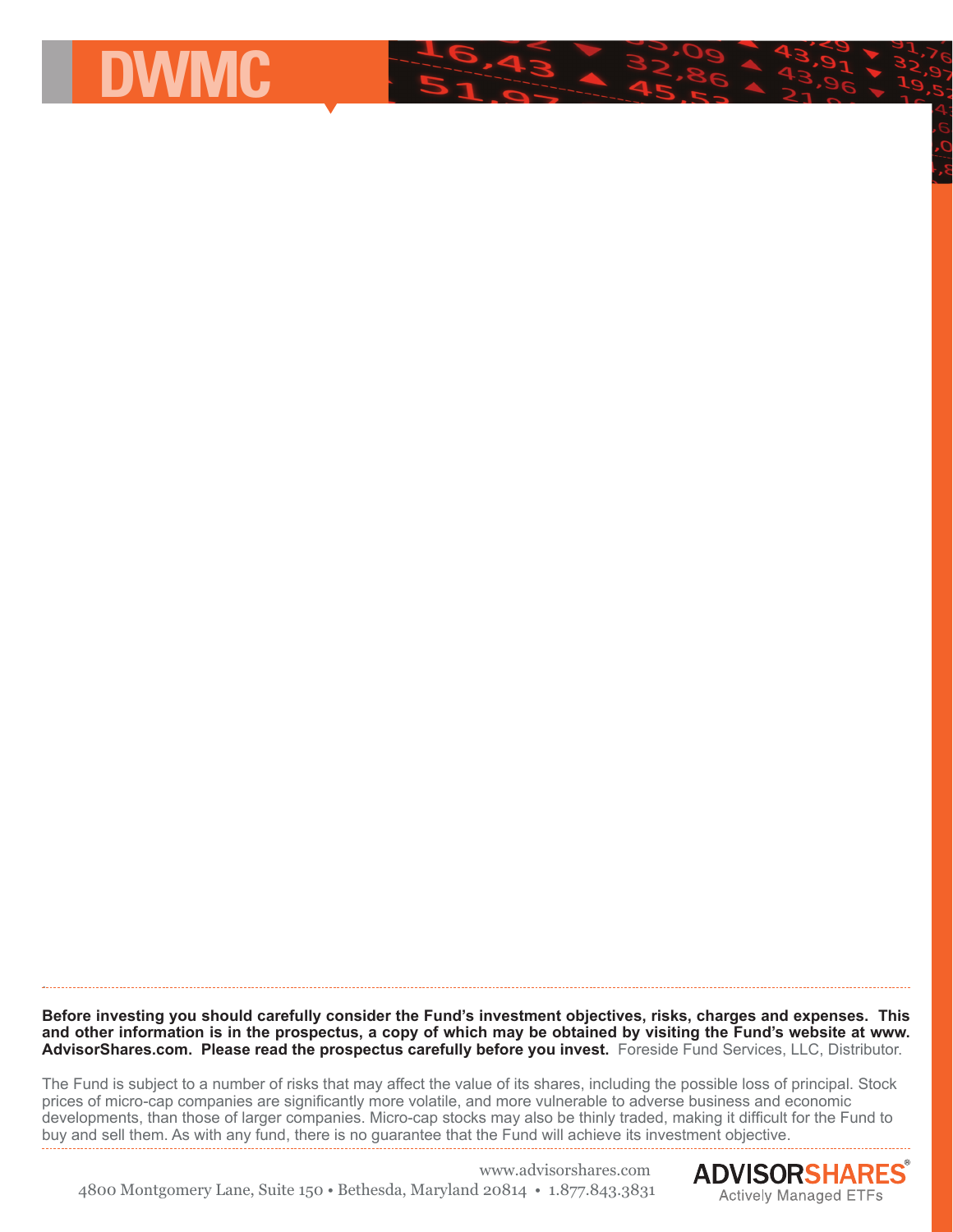# DWMC

**Before investing you should carefully consider the Fund's investment objectives, risks, charges and expenses. This and other information is in the prospectus, a copy of which may be obtained by visiting the Fund's website at www.AdvisorShares.com. Please read the prospectus carefully before you invest.** Foreside Fund Services, LLC, Distributor.

The Fund is subject to a number of risks that may affect the value of its shares, including the possible loss of principal. Stock prices of micro-cap companies are significantly more volatile, and more vulnerable to adverse business and economic developments, than those of larger companies. Micro-cap stocks may also be thinly traded, making it difficult for the Fund to buy and sell them. As with any fund, there is no guarantee that the Fund will achieve its investment objective.

www.advisorshares.com
4800 Montgomery Lane, Suite 150 • Bethesda, Maryland 20814 • 1.877.843.3831

ADVISORSHARES®
Actively Managed ETFs